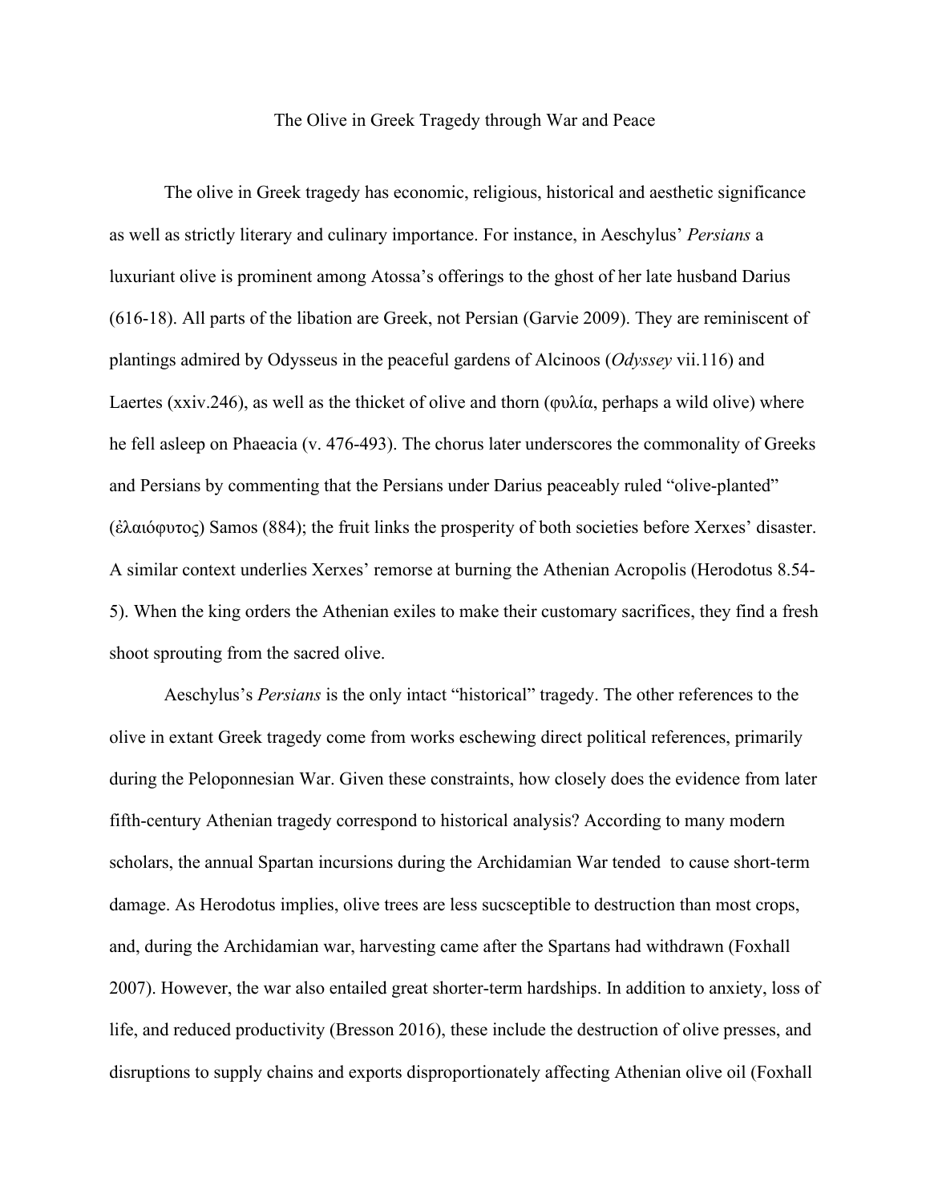# The Olive in Greek Tragedy through War and Peace

The olive in Greek tragedy has economic, religious, historical and aesthetic significance as well as strictly literary and culinary importance. For instance, in Aeschylus' *Persians* a luxuriant olive is prominent among Atossa's offerings to the ghost of her late husband Darius (616-18). All parts of the libation are Greek, not Persian (Garvie 2009). They are reminiscent of plantings admired by Odysseus in the peaceful gardens of Alcinoos (*Odyssey* vii.116) and Laertes (xxiv.246), as well as the thicket of olive and thorn (φυλία, perhaps a wild olive) where he fell asleep on Phaeacia (v. 476-493). The chorus later underscores the commonality of Greeks and Persians by commenting that the Persians under Darius peaceably ruled "olive-planted" (ἐλαιόφυτος) Samos (884); the fruit links the prosperity of both societies before Xerxes' disaster. A similar context underlies Xerxes' remorse at burning the Athenian Acropolis (Herodotus 8.54-5). When the king orders the Athenian exiles to make their customary sacrifices, they find a fresh shoot sprouting from the sacred olive.

Aeschylus's *Persians* is the only intact "historical" tragedy. The other references to the olive in extant Greek tragedy come from works eschewing direct political references, primarily during the Peloponnesian War. Given these constraints, how closely does the evidence from later fifth-century Athenian tragedy correspond to historical analysis? According to many modern scholars, the annual Spartan incursions during the Archidamian War tended to cause short-term damage. As Herodotus implies, olive trees are less sucsceptible to destruction than most crops, and, during the Archidamian war, harvesting came after the Spartans had withdrawn (Foxhall 2007). However, the war also entailed great shorter-term hardships. In addition to anxiety, loss of life, and reduced productivity (Bresson 2016), these include the destruction of olive presses, and disruptions to supply chains and exports disproportionately affecting Athenian olive oil (Foxhall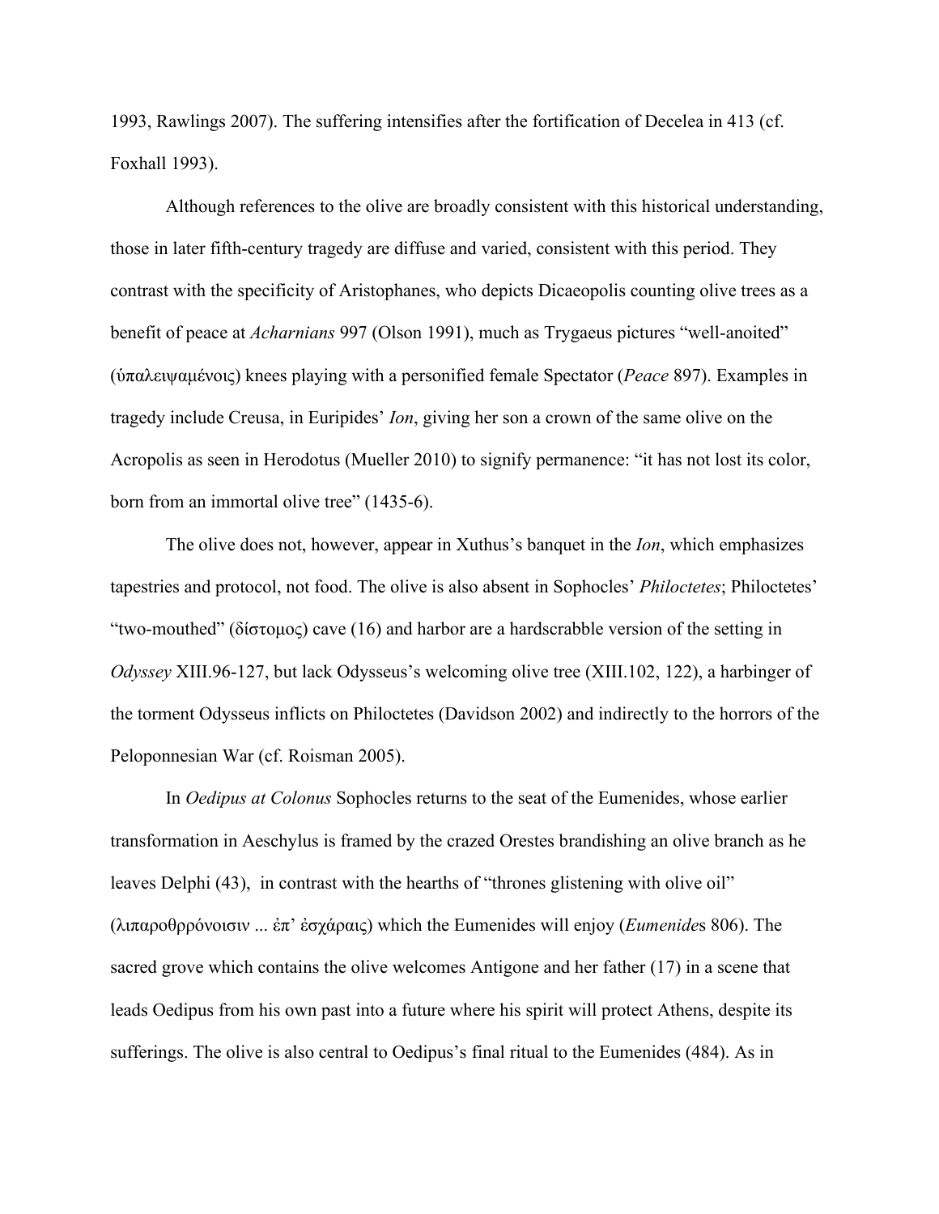1993, Rawlings 2007). The suffering intensifies after the fortification of Decelea in 413 (cf. Foxhall 1993).

Although references to the olive are broadly consistent with this historical understanding, those in later fifth-century tragedy are diffuse and varied, consistent with this period. They contrast with the specificity of Aristophanes, who depicts Dicaeopolis counting olive trees as a benefit of peace at *Acharnians* 997 (Olson 1991), much as Trygaeus pictures "well-anoited" (ὑπαλειψαμένοις) knees playing with a personified female Spectator (*Peace* 897). Examples in tragedy include Creusa, in Euripides' *Ion*, giving her son a crown of the same olive on the Acropolis as seen in Herodotus (Mueller 2010) to signify permanence: "it has not lost its color, born from an immortal olive tree" (1435-6).

The olive does not, however, appear in Xuthus's banquet in the *Ion*, which emphasizes tapestries and protocol, not food. The olive is also absent in Sophocles' *Philoctetes*; Philoctetes' "two-mouthed" (δίστομος) cave (16) and harbor are a hardscrabble version of the setting in *Odyssey* XIII.96-127, but lack Odysseus's welcoming olive tree (XIII.102, 122), a harbinger of the torment Odysseus inflicts on Philoctetes (Davidson 2002) and indirectly to the horrors of the Peloponnesian War (cf. Roisman 2005).

In *Oedipus at Colonus* Sophocles returns to the seat of the Eumenides, whose earlier transformation in Aeschylus is framed by the crazed Orestes brandishing an olive branch as he leaves Delphi (43), in contrast with the hearths of "thrones glistening with olive oil" (λιπαροθρρόνοισιν ... ἐπ' ἐσχάραις) which the Eumenides will enjoy (*Eumenides* 806). The sacred grove which contains the olive welcomes Antigone and her father (17) in a scene that leads Oedipus from his own past into a future where his spirit will protect Athens, despite its sufferings. The olive is also central to Oedipus's final ritual to the Eumenides (484). As in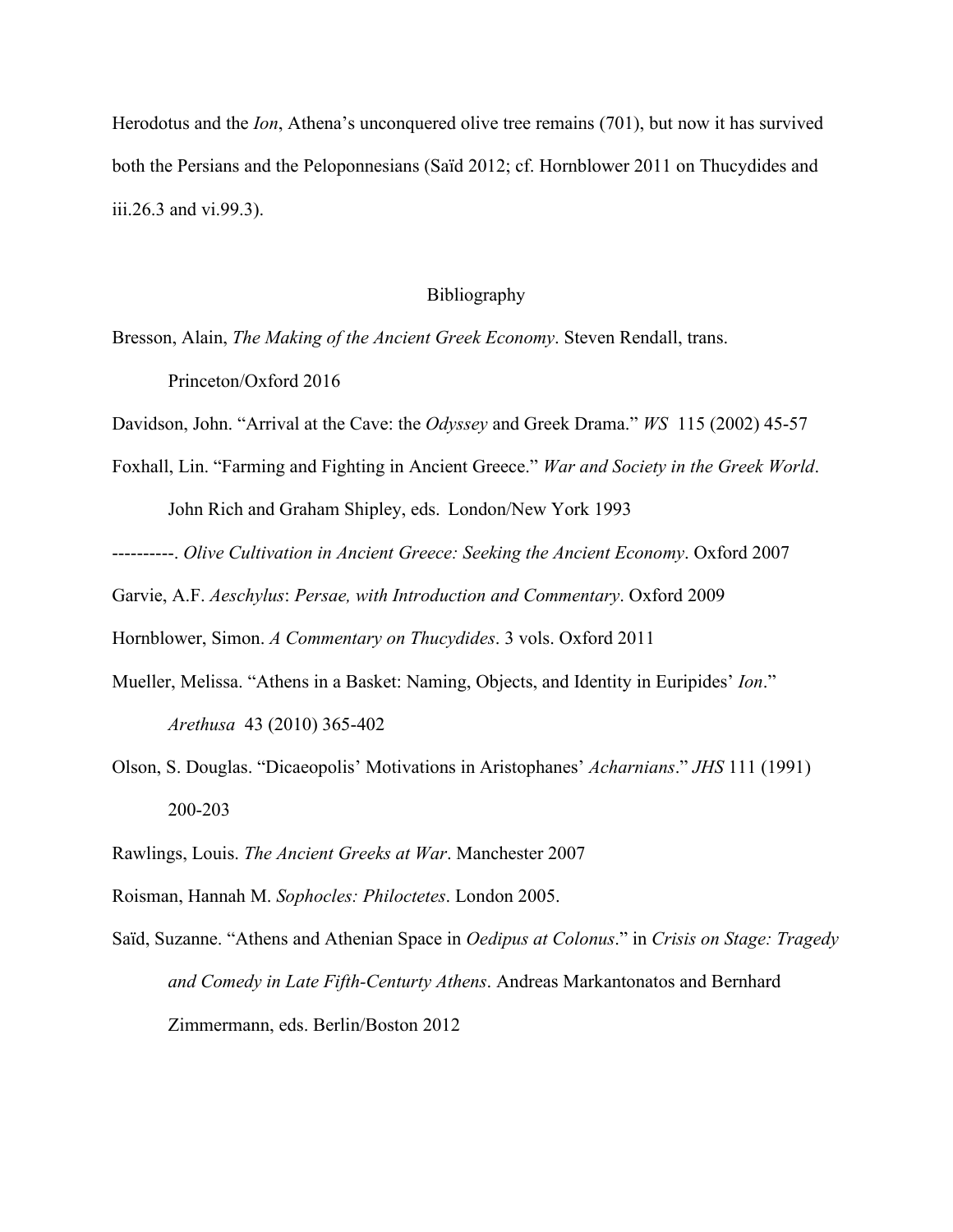Herodotus and the *Ion*, Athena's unconquered olive tree remains (701), but now it has survived both the Persians and the Peloponnesians (Saïd 2012; cf. Hornblower 2011 on Thucydides and iii.26.3 and vi.99.3).

## Bibliography

Bresson, Alain, *The Making of the Ancient Greek Economy*. Steven Rendall, trans. Princeton/Oxford 2016

Davidson, John. "Arrival at the Cave: the *Odyssey* and Greek Drama." *WS* 115 (2002) 45-57

Foxhall, Lin. "Farming and Fighting in Ancient Greece." *War and Society in the Greek World*. John Rich and Graham Shipley, eds. London/New York 1993

----------. *Olive Cultivation in Ancient Greece: Seeking the Ancient Economy*. Oxford 2007

Garvie, A.F. *Aeschylus*: *Persae, with Introduction and Commentary*. Oxford 2009

Hornblower, Simon. *A Commentary on Thucydides*. 3 vols. Oxford 2011

Mueller, Melissa. "Athens in a Basket: Naming, Objects, and Identity in Euripides' *Ion*." *Arethusa* 43 (2010) 365-402

Olson, S. Douglas. "Dicaeopolis' Motivations in Aristophanes' *Acharnians*." *JHS* 111 (1991) 200-203

Rawlings, Louis. *The Ancient Greeks at War*. Manchester 2007

Roisman, Hannah M. *Sophocles: Philoctetes*. London 2005.

Saïd, Suzanne. "Athens and Athenian Space in *Oedipus at Colonus*." in *Crisis on Stage: Tragedy and Comedy in Late Fifth-Centurty Athens*. Andreas Markantonatos and Bernhard Zimmermann, eds. Berlin/Boston 2012